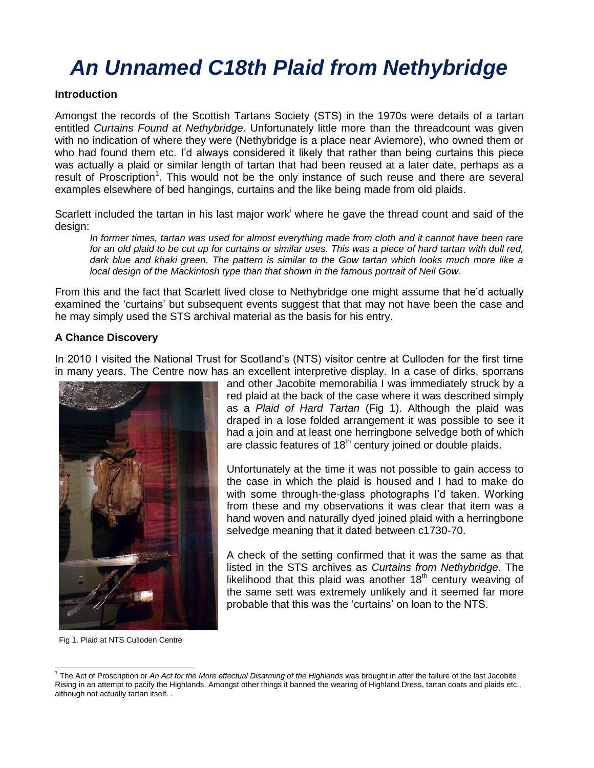// An Unnamed C18th Plaid from Nethybridge

# *An Unnamed C18th Plaid from Nethybridge*

## Introduction

Amongst the records of the Scottish Tartans Society (STS) in the 1970s were details of a tartan entitled *Curtains Found at Nethybridge*. Unfortunately little more than the threadcount was given with no indication of where they were (Nethybridge is a place near Aviemore), who owned them or who had found them etc. I'd always considered it likely that rather than being curtains this piece was actually a plaid or similar length of tartan that had been reused at a later date, perhaps as a result of Proscription[1]. This would not be the only instance of such reuse and there are several examples elsewhere of bed hangings, curtains and the like being made from old plaids.

Scarlett included the tartan in his last major work[i] where he gave the thread count and said of the design:

> *In former times, tartan was used for almost everything made from cloth and it cannot have been rare for an old plaid to be cut up for curtains or similar uses. This was a piece of hard tartan with dull red, dark blue and khaki green. The pattern is similar to the Gow tartan which looks much more like a local design of the Mackintosh type than that shown in the famous portrait of Neil Gow.*

From this and the fact that Scarlett lived close to Nethybridge one might assume that he'd actually examined the 'curtains' but subsequent events suggest that that may not have been the case and he may simply used the STS archival material as the basis for his entry.

## A Chance Discovery

In 2010 I visited the National Trust for Scotland's (NTS) visitor centre at Culloden for the first time in many years. The Centre now has an excellent interpretive display. In a case of dirks, sporrans and other Jacobite memorabilia I was immediately struck by a red plaid at the back of the case where it was described simply as a *Plaid of Hard Tartan* (Fig 1). Although the plaid was draped in a lose folded arrangement it was possible to see it had a join and at least one herringbone selvedge both of which are classic features of 18th century joined or double plaids.

Fig 1. Plaid at NTS Culloden Centre

Unfortunately at the time it was not possible to gain access to the case in which the plaid is housed and I had to make do with some through-the-glass photographs I'd taken. Working from these and my observations it was clear that item was a hand woven and naturally dyed joined plaid with a herringbone selvedge meaning that it dated between c1730-70.

A check of the setting confirmed that it was the same as that listed in the STS archives as *Curtains from Nethybridge*. The likelihood that this plaid was another 18th century weaving of the same sett was extremely unlikely and it seemed far more probable that this was the 'curtains' on loan to the NTS.

---

[1] The Act of Proscription or *An Act for the More effectual Disarming of the Highlands* was brought in after the failure of the last Jacobite Rising in an attempt to pacify the Highlands. Amongst other things it banned the wearing of Highland Dress, tartan coats and plaids etc., although not actually tartan itself. .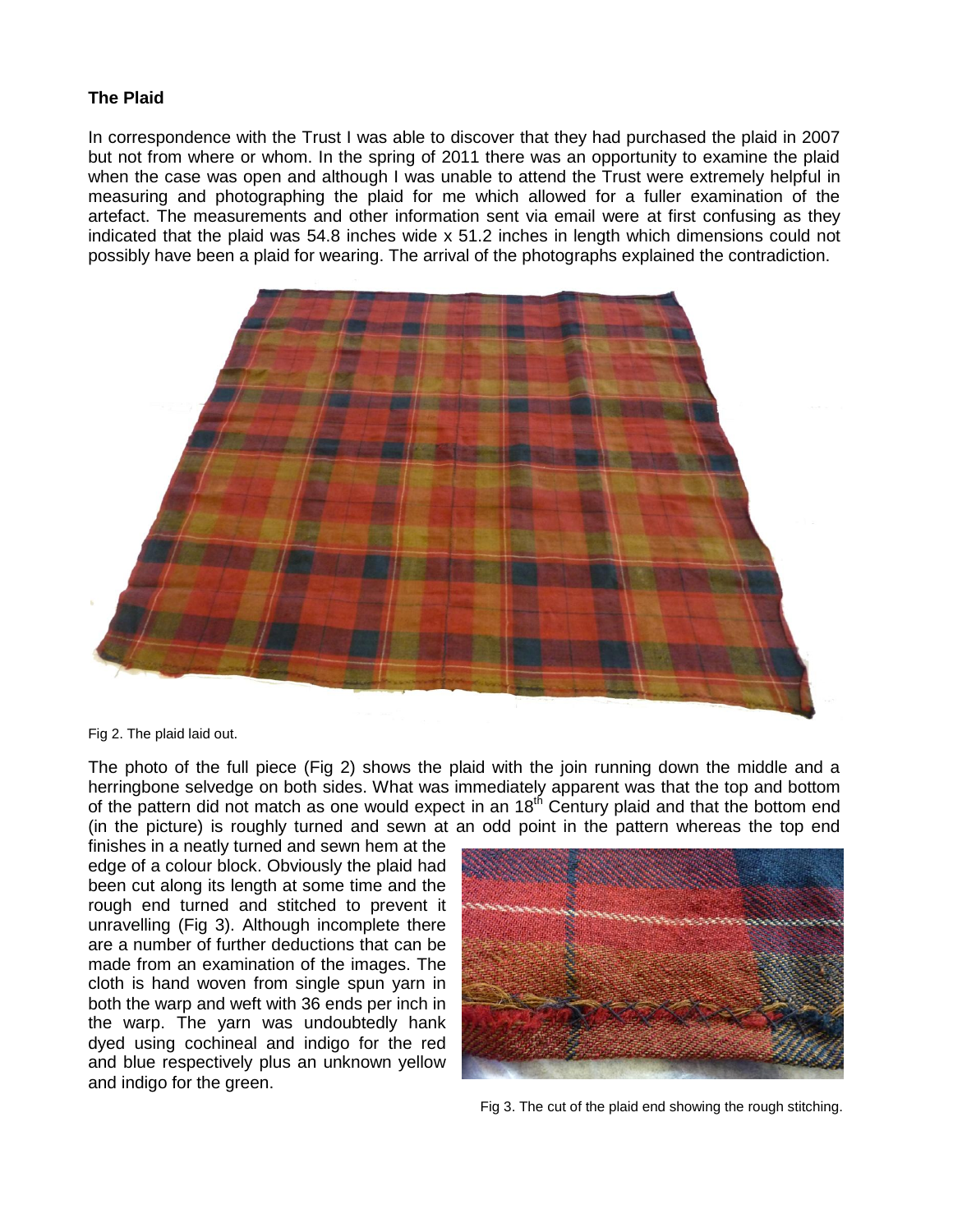## The Plaid

In correspondence with the Trust I was able to discover that they had purchased the plaid in 2007 but not from where or whom. In the spring of 2011 there was an opportunity to examine the plaid when the case was open and although I was unable to attend the Trust were extremely helpful in measuring and photographing the plaid for me which allowed for a fuller examination of the artefact. The measurements and other information sent via email were at first confusing as they indicated that the plaid was 54.8 inches wide x 51.2 inches in length which dimensions could not possibly have been a plaid for wearing. The arrival of the photographs explained the contradiction.

Fig 2. The plaid laid out.

The photo of the full piece (Fig 2) shows the plaid with the join running down the middle and a herringbone selvedge on both sides. What was immediately apparent was that the top and bottom of the pattern did not match as one would expect in an 18th Century plaid and that the bottom end (in the picture) is roughly turned and sewn at an odd point in the pattern whereas the top end finishes in a neatly turned and sewn hem at the edge of a colour block. Obviously the plaid had been cut along its length at some time and the rough end turned and stitched to prevent it unravelling (Fig 3). Although incomplete there are a number of further deductions that can be made from an examination of the images. The cloth is hand woven from single spun yarn in both the warp and weft with 36 ends per inch in the warp. The yarn was undoubtedly hank dyed using cochineal and indigo for the red and blue respectively plus an unknown yellow and indigo for the green.

Fig 3. The cut of the plaid end showing the rough stitching.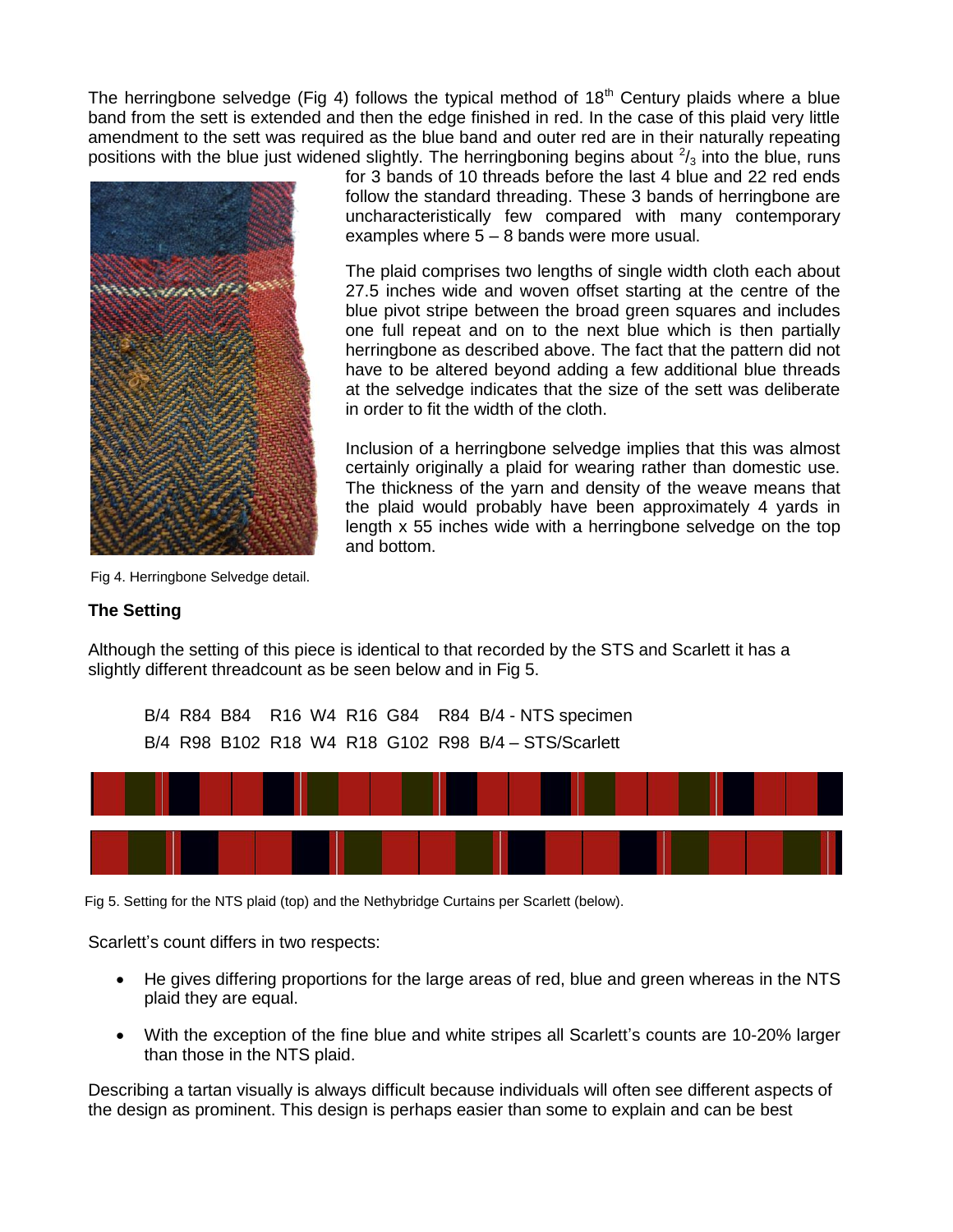The herringbone selvedge (Fig 4) follows the typical method of 18th Century plaids where a blue band from the sett is extended and then the edge finished in red. In the case of this plaid very little amendment to the sett was required as the blue band and outer red are in their naturally repeating positions with the blue just widened slightly. The herringboning begins about $^2/_3$ into the blue, runs for 3 bands of 10 threads before the last 4 blue and 22 red ends follow the standard threading. These 3 bands of herringbone are uncharacteristically few compared with many contemporary examples where 5 – 8 bands were more usual.

Fig 4. Herringbone Selvedge detail.

The plaid comprises two lengths of single width cloth each about 27.5 inches wide and woven offset starting at the centre of the blue pivot stripe between the broad green squares and includes one full repeat and on to the next blue which is then partially herringbone as described above. The fact that the pattern did not have to be altered beyond adding a few additional blue threads at the selvedge indicates that the size of the sett was deliberate in order to fit the width of the cloth.

Inclusion of a herringbone selvedge implies that this was almost certainly originally a plaid for wearing rather than domestic use. The thickness of the yarn and density of the weave means that the plaid would probably have been approximately 4 yards in length x 55 inches wide with a herringbone selvedge on the top and bottom.

## The Setting

Although the setting of this piece is identical to that recorded by the STS and Scarlett it has a slightly different threadcount as be seen below and in Fig 5.

B/4 R84 B84 R16 W4 R16 G84 R84 B/4 - NTS specimen
B/4 R98 B102 R18 W4 R18 G102 R98 B/4 – STS/Scarlett

Fig 5. Setting for the NTS plaid (top) and the Nethybridge Curtains per Scarlett (below).

Scarlett's count differs in two respects:

- He gives differing proportions for the large areas of red, blue and green whereas in the NTS plaid they are equal.
- With the exception of the fine blue and white stripes all Scarlett's counts are 10-20% larger than those in the NTS plaid.

Describing a tartan visually is always difficult because individuals will often see different aspects of the design as prominent. This design is perhaps easier than some to explain and can be best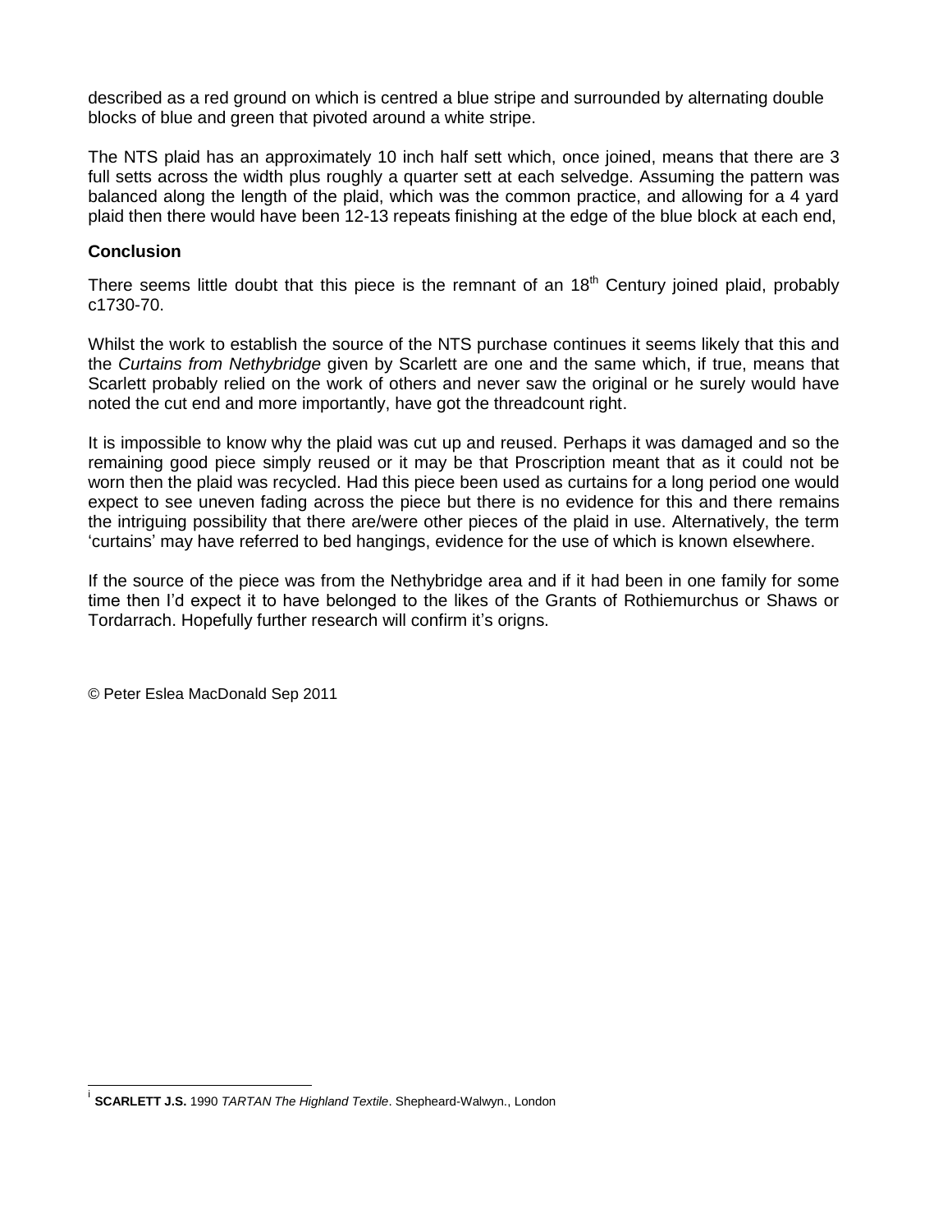described as a red ground on which is centred a blue stripe and surrounded by alternating double blocks of blue and green that pivoted around a white stripe.

The NTS plaid has an approximately 10 inch half sett which, once joined, means that there are 3 full setts across the width plus roughly a quarter sett at each selvedge. Assuming the pattern was balanced along the length of the plaid, which was the common practice, and allowing for a 4 yard plaid then there would have been 12-13 repeats finishing at the edge of the blue block at each end,

### Conclusion

There seems little doubt that this piece is the remnant of an 18th Century joined plaid, probably c1730-70.

Whilst the work to establish the source of the NTS purchase continues it seems likely that this and the *Curtains from Nethybridge* given by Scarlett are one and the same which, if true, means that Scarlett probably relied on the work of others and never saw the original or he surely would have noted the cut end and more importantly, have got the threadcount right.

It is impossible to know why the plaid was cut up and reused. Perhaps it was damaged and so the remaining good piece simply reused or it may be that Proscription meant that as it could not be worn then the plaid was recycled. Had this piece been used as curtains for a long period one would expect to see uneven fading across the piece but there is no evidence for this and there remains the intriguing possibility that there are/were other pieces of the plaid in use. Alternatively, the term 'curtains' may have referred to bed hangings, evidence for the use of which is known elsewhere.

If the source of the piece was from the Nethybridge area and if it had been in one family for some time then I'd expect it to have belonged to the likes of the Grants of Rothiemurchus or Shaws or Tordarrach. Hopefully further research will confirm it's origns.

© Peter Eslea MacDonald Sep 2011

---

[i] **SCARLETT J.S.** 1990 *TARTAN The Highland Textile*. Shepheard-Walwyn., London